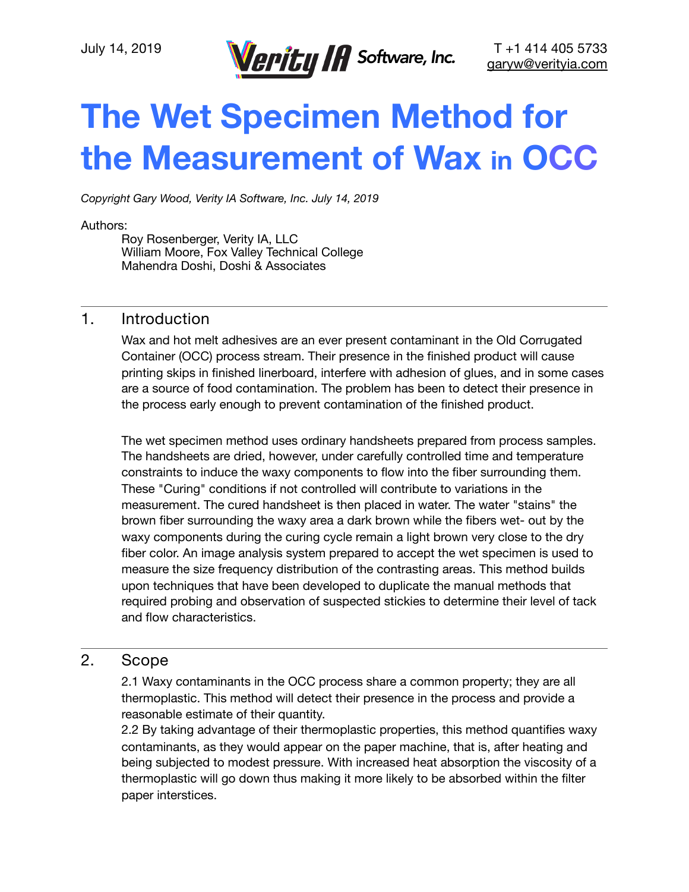July 14, 2019

Verity IA Software, Inc.

T +1 414 405 5733
garyw@verityia.com

# The Wet Specimen Method for the Measurement of Wax in OCC

*Copyright Gary Wood, Verity IA Software, Inc. July 14, 2019*

Authors:
Roy Rosenberger, Verity IA, LLC
William Moore, Fox Valley Technical College
Mahendra Doshi, Doshi & Associates

## 1. Introduction

Wax and hot melt adhesives are an ever present contaminant in the Old Corrugated Container (OCC) process stream. Their presence in the finished product will cause printing skips in finished linerboard, interfere with adhesion of glues, and in some cases are a source of food contamination. The problem has been to detect their presence in the process early enough to prevent contamination of the finished product.

The wet specimen method uses ordinary handsheets prepared from process samples. The handsheets are dried, however, under carefully controlled time and temperature constraints to induce the waxy components to flow into the fiber surrounding them. These "Curing" conditions if not controlled will contribute to variations in the measurement. The cured handsheet is then placed in water. The water "stains" the brown fiber surrounding the waxy area a dark brown while the fibers wet- out by the waxy components during the curing cycle remain a light brown very close to the dry fiber color. An image analysis system prepared to accept the wet specimen is used to measure the size frequency distribution of the contrasting areas. This method builds upon techniques that have been developed to duplicate the manual methods that required probing and observation of suspected stickies to determine their level of tack and flow characteristics.

## 2. Scope

2.1 Waxy contaminants in the OCC process share a common property; they are all thermoplastic. This method will detect their presence in the process and provide a reasonable estimate of their quantity.
2.2 By taking advantage of their thermoplastic properties, this method quantifies waxy contaminants, as they would appear on the paper machine, that is, after heating and being subjected to modest pressure. With increased heat absorption the viscosity of a thermoplastic will go down thus making it more likely to be absorbed within the filter paper interstices.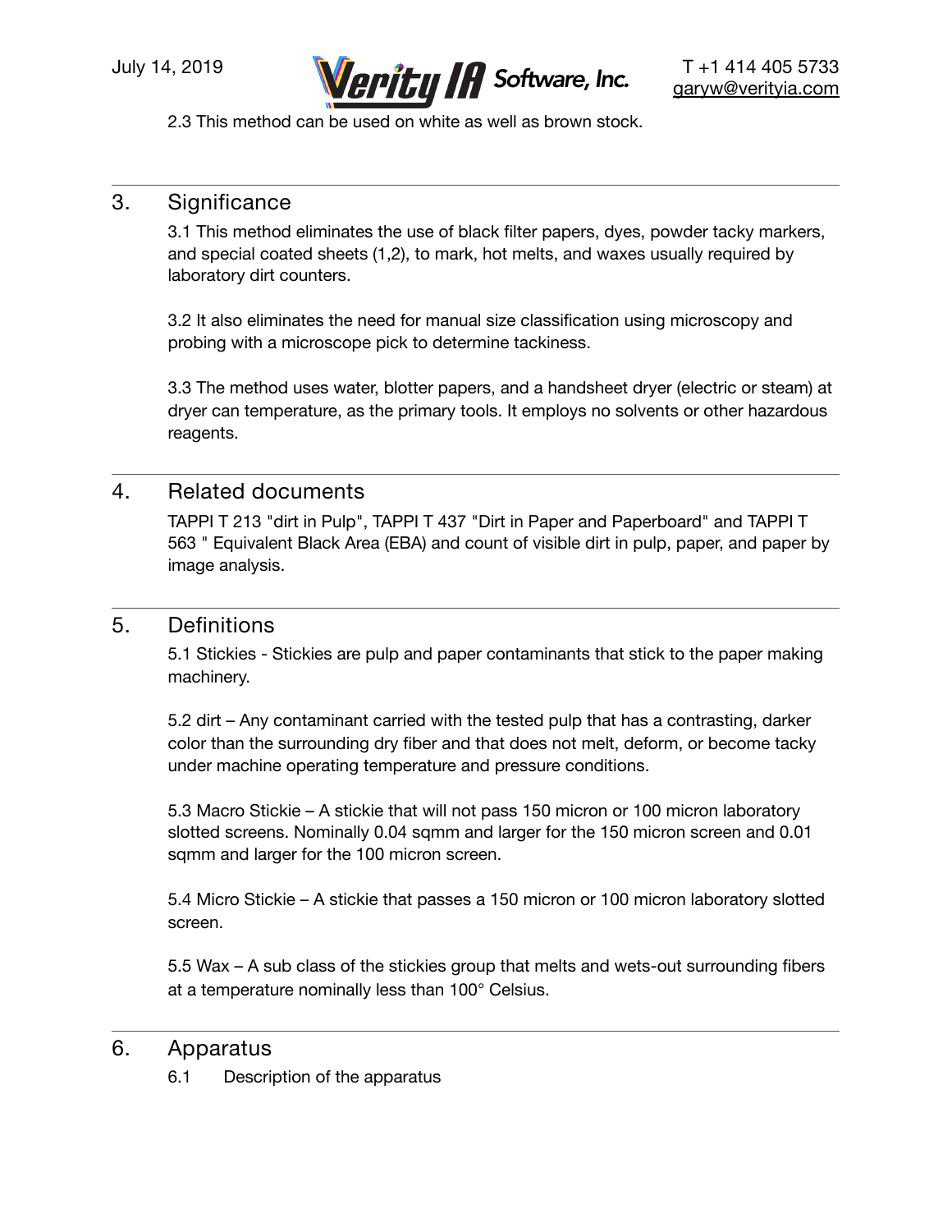2.3 This method can be used on white as well as brown stock.

## 3. Significance

3.1 This method eliminates the use of black filter papers, dyes, powder tacky markers, and special coated sheets (1,2), to mark, hot melts, and waxes usually required by laboratory dirt counters.

3.2 It also eliminates the need for manual size classification using microscopy and probing with a microscope pick to determine tackiness.

3.3 The method uses water, blotter papers, and a handsheet dryer (electric or steam) at dryer can temperature, as the primary tools. It employs no solvents or other hazardous reagents.

## 4. Related documents

TAPPI T 213 "dirt in Pulp", TAPPI T 437 "Dirt in Paper and Paperboard" and TAPPI T 563 " Equivalent Black Area (EBA) and count of visible dirt in pulp, paper, and paper by image analysis.

## 5. Definitions

5.1 Stickies - Stickies are pulp and paper contaminants that stick to the paper making machinery.

5.2 dirt – Any contaminant carried with the tested pulp that has a contrasting, darker color than the surrounding dry fiber and that does not melt, deform, or become tacky under machine operating temperature and pressure conditions.

5.3 Macro Stickie – A stickie that will not pass 150 micron or 100 micron laboratory slotted screens. Nominally 0.04 sqmm and larger for the 150 micron screen and 0.01 sqmm and larger for the 100 micron screen.

5.4 Micro Stickie – A stickie that passes a 150 micron or 100 micron laboratory slotted screen.

5.5 Wax – A sub class of the stickies group that melts and wets-out surrounding fibers at a temperature nominally less than 100° Celsius.

## 6. Apparatus

6.1 Description of the apparatus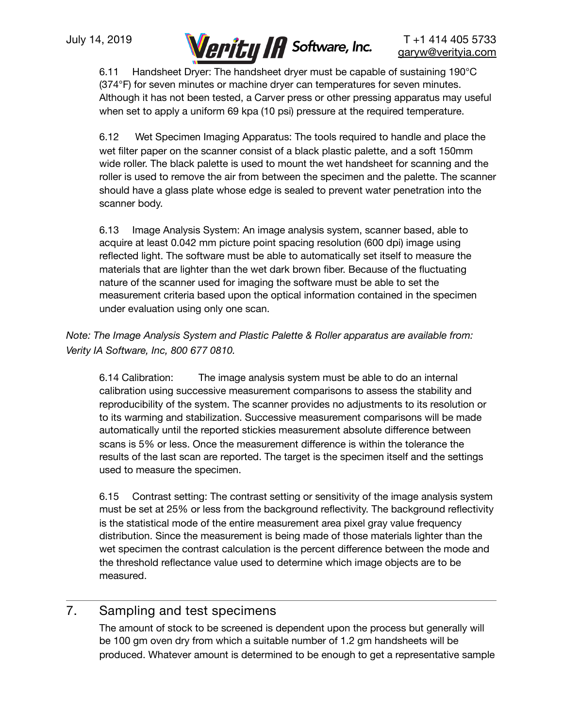6.11 Handsheet Dryer: The handsheet dryer must be capable of sustaining 190°C (374°F) for seven minutes or machine dryer can temperatures for seven minutes. Although it has not been tested, a Carver press or other pressing apparatus may useful when set to apply a uniform 69 kpa (10 psi) pressure at the required temperature.

6.12 Wet Specimen Imaging Apparatus: The tools required to handle and place the wet filter paper on the scanner consist of a black plastic palette, and a soft 150mm wide roller. The black palette is used to mount the wet handsheet for scanning and the roller is used to remove the air from between the specimen and the palette. The scanner should have a glass plate whose edge is sealed to prevent water penetration into the scanner body.

6.13 Image Analysis System: An image analysis system, scanner based, able to acquire at least 0.042 mm picture point spacing resolution (600 dpi) image using reflected light. The software must be able to automatically set itself to measure the materials that are lighter than the wet dark brown fiber. Because of the fluctuating nature of the scanner used for imaging the software must be able to set the measurement criteria based upon the optical information contained in the specimen under evaluation using only one scan.

*Note: The Image Analysis System and Plastic Palette & Roller apparatus are available from: Verity IA Software, Inc, 800 677 0810.*

6.14 Calibration: The image analysis system must be able to do an internal calibration using successive measurement comparisons to assess the stability and reproducibility of the system. The scanner provides no adjustments to its resolution or to its warming and stabilization. Successive measurement comparisons will be made automatically until the reported stickies measurement absolute difference between scans is 5% or less. Once the measurement difference is within the tolerance the results of the last scan are reported. The target is the specimen itself and the settings used to measure the specimen.

6.15 Contrast setting: The contrast setting or sensitivity of the image analysis system must be set at 25% or less from the background reflectivity. The background reflectivity is the statistical mode of the entire measurement area pixel gray value frequency distribution. Since the measurement is being made of those materials lighter than the wet specimen the contrast calculation is the percent difference between the mode and the threshold reflectance value used to determine which image objects are to be measured.

## 7. Sampling and test specimens

The amount of stock to be screened is dependent upon the process but generally will be 100 gm oven dry from which a suitable number of 1.2 gm handsheets will be produced. Whatever amount is determined to be enough to get a representative sample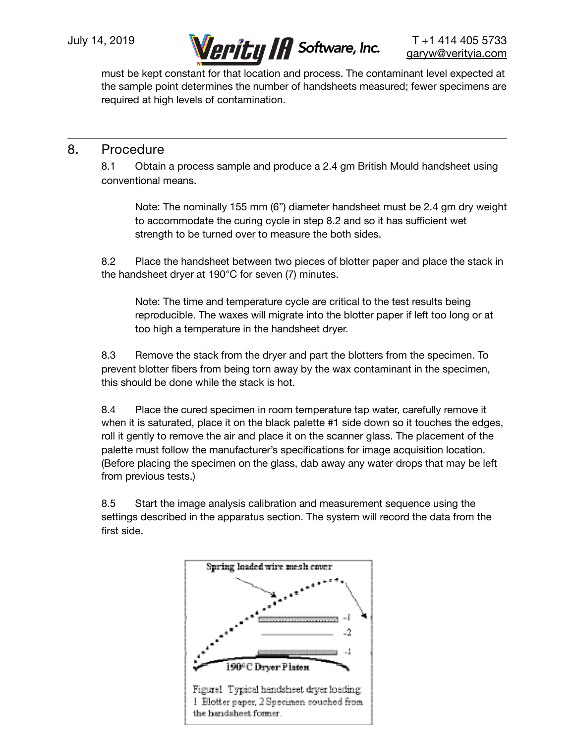must be kept constant for that location and process. The contaminant level expected at the sample point determines the number of handsheets measured; fewer specimens are required at high levels of contamination.

## 8. Procedure

8.1 Obtain a process sample and produce a 2.4 gm British Mould handsheet using conventional means.

> Note: The nominally 155 mm (6”) diameter handsheet must be 2.4 gm dry weight to accommodate the curing cycle in step 8.2 and so it has sufficient wet strength to be turned over to measure the both sides.

8.2 Place the handsheet between two pieces of blotter paper and place the stack in the handsheet dryer at 190°C for seven (7) minutes.

> Note: The time and temperature cycle are critical to the test results being reproducible. The waxes will migrate into the blotter paper if left too long or at too high a temperature in the handsheet dryer.

8.3 Remove the stack from the dryer and part the blotters from the specimen. To prevent blotter fibers from being torn away by the wax contaminant in the specimen, this should be done while the stack is hot.

8.4 Place the cured specimen in room temperature tap water, carefully remove it when it is saturated, place it on the black palette #1 side down so it touches the edges, roll it gently to remove the air and place it on the scanner glass. The placement of the palette must follow the manufacturer’s specifications for image acquisition location. (Before placing the specimen on the glass, dab away any water drops that may be left from previous tests.)

8.5 Start the image analysis calibration and measurement sequence using the settings described in the apparatus section. The system will record the data from the first side.

Spring loaded wire mesh cover

-1

-2

-1

190° C Dryer Platen

Figure1 Typical handsheet dryer loading. 1 Blotter paper, 2 Specimen couched from the handsheet former.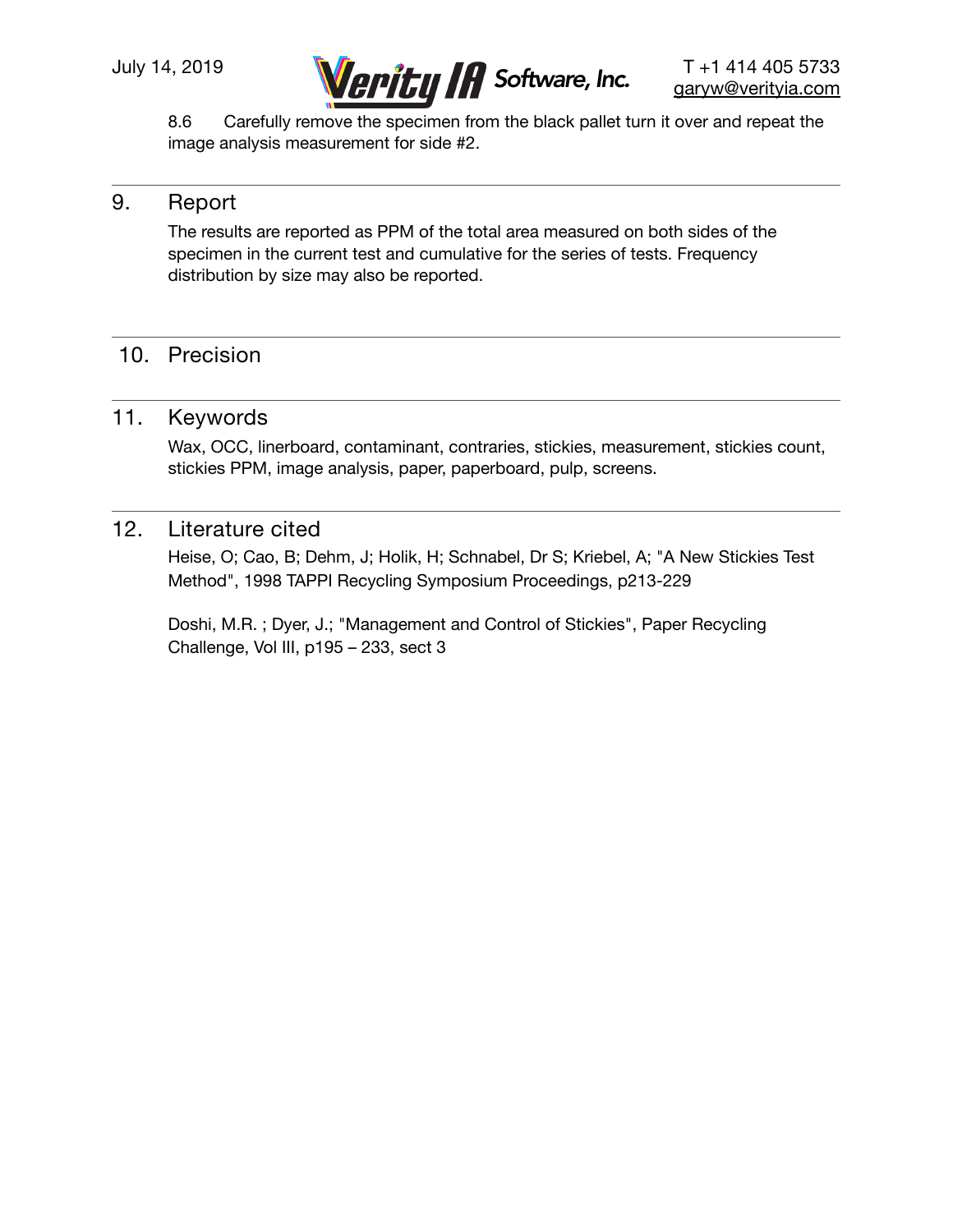8.6 Carefully remove the specimen from the black pallet turn it over and repeat the image analysis measurement for side #2.

## 9. Report

The results are reported as PPM of the total area measured on both sides of the specimen in the current test and cumulative for the series of tests. Frequency distribution by size may also be reported.

## 10. Precision

## 11. Keywords

Wax, OCC, linerboard, contaminant, contraries, stickies, measurement, stickies count, stickies PPM, image analysis, paper, paperboard, pulp, screens.

## 12. Literature cited

Heise, O; Cao, B; Dehm, J; Holik, H; Schnabel, Dr S; Kriebel, A; "A New Stickies Test Method", 1998 TAPPI Recycling Symposium Proceedings, p213-229

Doshi, M.R. ; Dyer, J.; "Management and Control of Stickies", Paper Recycling Challenge, Vol III, p195 – 233, sect 3